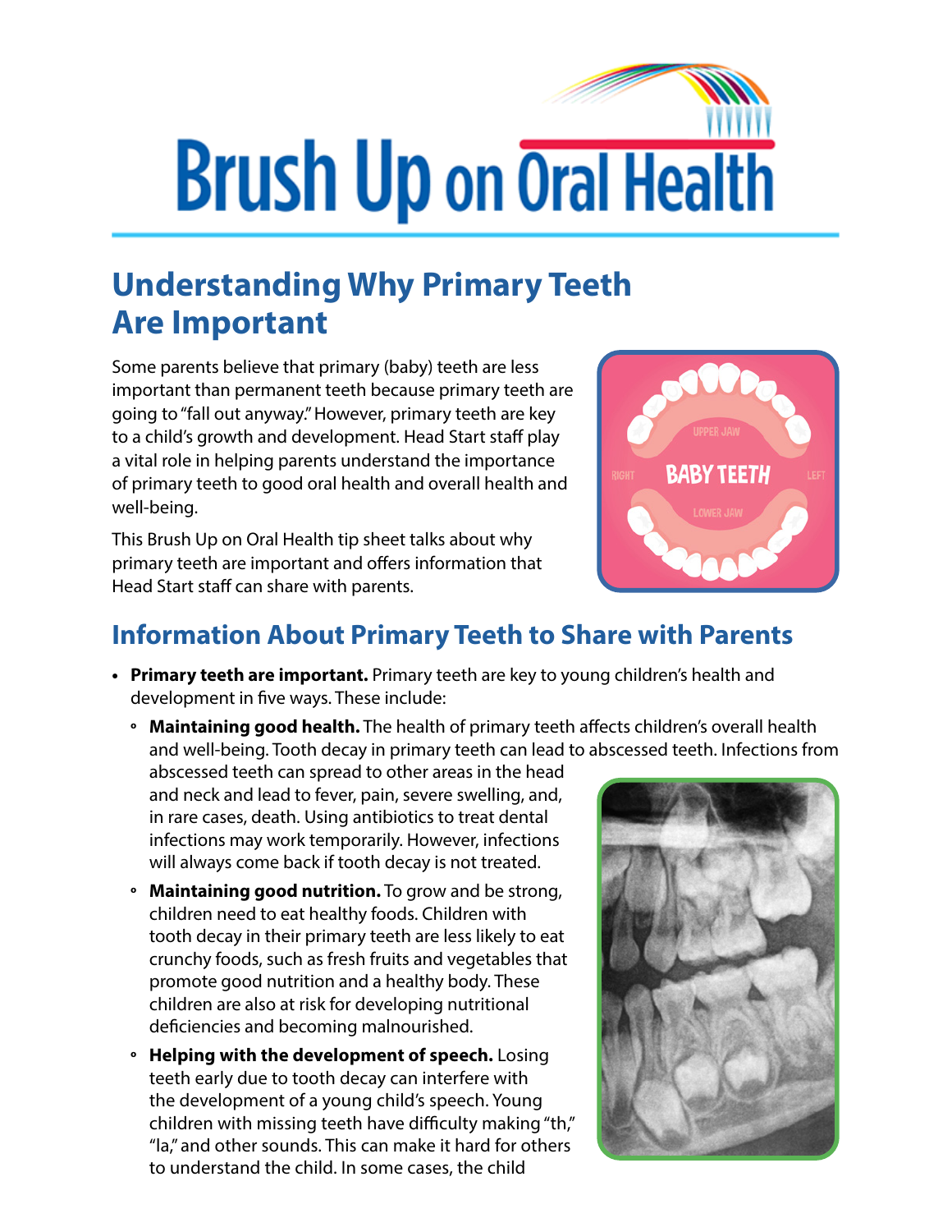# Brush Up on Oral Health

## Understanding Why Primary Teeth Are Important

Some parents believe that primary (baby) teeth are less important than permanent teeth because primary teeth are going to "fall out anyway." However, primary teeth are key to a child's growth and development. Head Start staff play a vital role in helping parents understand the importance of primary teeth to good oral health and overall health and well-being.

This Brush Up on Oral Health tip sheet talks about why primary teeth are important and offers information that Head Start staff can share with parents.

## Information About Primary Teeth to Share with Parents

- **Primary teeth are important.** Primary teeth are key to young children's health and development in five ways. These include:
  - **Maintaining good health.** The health of primary teeth affects children's overall health and well-being. Tooth decay in primary teeth can lead to abscessed teeth. Infections from abscessed teeth can spread to other areas in the head and neck and lead to fever, pain, severe swelling, and, in rare cases, death. Using antibiotics to treat dental infections may work temporarily. However, infections will always come back if tooth decay is not treated.
  - **Maintaining good nutrition.** To grow and be strong, children need to eat healthy foods. Children with tooth decay in their primary teeth are less likely to eat crunchy foods, such as fresh fruits and vegetables that promote good nutrition and a healthy body. These children are also at risk for developing nutritional deficiencies and becoming malnourished.
  - **Helping with the development of speech.** Losing teeth early due to tooth decay can interfere with the development of a young child's speech. Young children with missing teeth have difficulty making "th," "la," and other sounds. This can make it hard for others to understand the child. In some cases, the child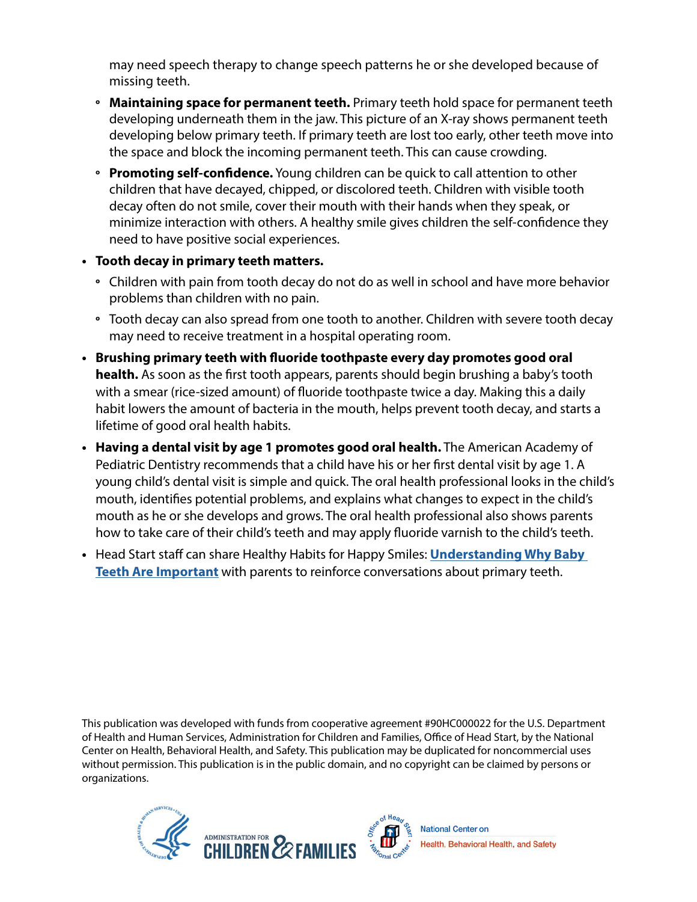may need speech therapy to change speech patterns he or she developed because of missing teeth.

  - **Maintaining space for permanent teeth.** Primary teeth hold space for permanent teeth developing underneath them in the jaw. This picture of an X-ray shows permanent teeth developing below primary teeth. If primary teeth are lost too early, other teeth move into the space and block the incoming permanent teeth. This can cause crowding.
  - **Promoting self-confidence.** Young children can be quick to call attention to other children that have decayed, chipped, or discolored teeth. Children with visible tooth decay often do not smile, cover their mouth with their hands when they speak, or minimize interaction with others. A healthy smile gives children the self-confidence they need to have positive social experiences.

- **Tooth decay in primary teeth matters.**
  - Children with pain from tooth decay do not do as well in school and have more behavior problems than children with no pain.
  - Tooth decay can also spread from one tooth to another. Children with severe tooth decay may need to receive treatment in a hospital operating room.
- **Brushing primary teeth with fluoride toothpaste every day promotes good oral health.** As soon as the first tooth appears, parents should begin brushing a baby's tooth with a smear (rice-sized amount) of fluoride toothpaste twice a day. Making this a daily habit lowers the amount of bacteria in the mouth, helps prevent tooth decay, and starts a lifetime of good oral health habits.
- **Having a dental visit by age 1 promotes good oral health.** The American Academy of Pediatric Dentistry recommends that a child have his or her first dental visit by age 1. A young child's dental visit is simple and quick. The oral health professional looks in the child's mouth, identifies potential problems, and explains what changes to expect in the child's mouth as he or she develops and grows. The oral health professional also shows parents how to take care of their child's teeth and may apply fluoride varnish to the child's teeth.
- Head Start staff can share Healthy Habits for Happy Smiles: **Understanding Why Baby Teeth Are Important** with parents to reinforce conversations about primary teeth.

This publication was developed with funds from cooperative agreement #90HC000022 for the U.S. Department of Health and Human Services, Administration for Children and Families, Office of Head Start, by the National Center on Health, Behavioral Health, and Safety. This publication may be duplicated for noncommercial uses without permission. This publication is in the public domain, and no copyright can be claimed by persons or organizations.

ADMINISTRATION FOR CHILDREN & FAMILIES

Office of Head Start National Center

National Center on Health, Behavioral Health, and Safety